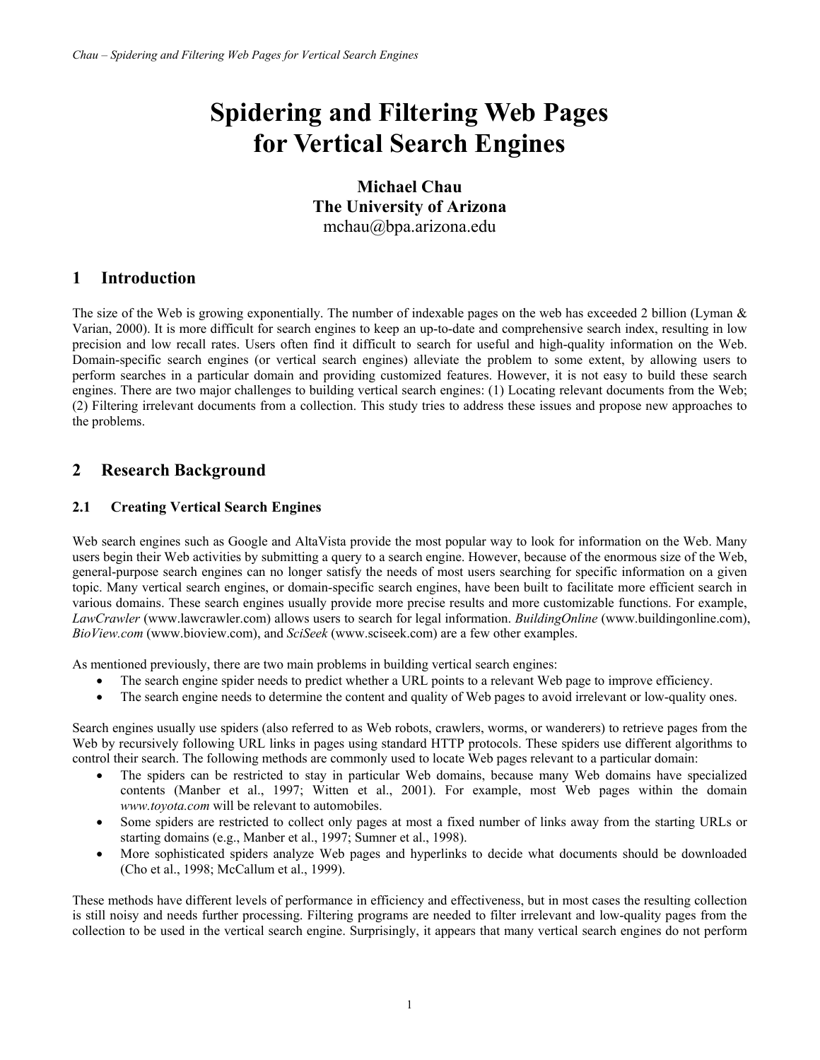# Spidering and Filtering Web Pages for Vertical Search Engines

**Michael Chau**
**The University of Arizona**
mchau@bpa.arizona.edu

## 1 Introduction

The size of the Web is growing exponentially. The number of indexable pages on the web has exceeded 2 billion (Lyman & Varian, 2000). It is more difficult for search engines to keep an up-to-date and comprehensive search index, resulting in low precision and low recall rates. Users often find it difficult to search for useful and high-quality information on the Web. Domain-specific search engines (or vertical search engines) alleviate the problem to some extent, by allowing users to perform searches in a particular domain and providing customized features. However, it is not easy to build these search engines. There are two major challenges to building vertical search engines: (1) Locating relevant documents from the Web; (2) Filtering irrelevant documents from a collection. This study tries to address these issues and propose new approaches to the problems.

## 2 Research Background

### 2.1 Creating Vertical Search Engines

Web search engines such as Google and AltaVista provide the most popular way to look for information on the Web. Many users begin their Web activities by submitting a query to a search engine. However, because of the enormous size of the Web, general-purpose search engines can no longer satisfy the needs of most users searching for specific information on a given topic. Many vertical search engines, or domain-specific search engines, have been built to facilitate more efficient search in various domains. These search engines usually provide more precise results and more customizable functions. For example, *LawCrawler* (www.lawcrawler.com) allows users to search for legal information. *BuildingOnline* (www.buildingonline.com), *BioView.com* (www.bioview.com), and *SciSeek* (www.sciseek.com) are a few other examples.

As mentioned previously, there are two main problems in building vertical search engines:

- The search engine spider needs to predict whether a URL points to a relevant Web page to improve efficiency.
- The search engine needs to determine the content and quality of Web pages to avoid irrelevant or low-quality ones.

Search engines usually use spiders (also referred to as Web robots, crawlers, worms, or wanderers) to retrieve pages from the Web by recursively following URL links in pages using standard HTTP protocols. These spiders use different algorithms to control their search. The following methods are commonly used to locate Web pages relevant to a particular domain:

- The spiders can be restricted to stay in particular Web domains, because many Web domains have specialized contents (Manber et al., 1997; Witten et al., 2001). For example, most Web pages within the domain *www.toyota.com* will be relevant to automobiles.
- Some spiders are restricted to collect only pages at most a fixed number of links away from the starting URLs or starting domains (e.g., Manber et al., 1997; Sumner et al., 1998).
- More sophisticated spiders analyze Web pages and hyperlinks to decide what documents should be downloaded (Cho et al., 1998; McCallum et al., 1999).

These methods have different levels of performance in efficiency and effectiveness, but in most cases the resulting collection is still noisy and needs further processing. Filtering programs are needed to filter irrelevant and low-quality pages from the collection to be used in the vertical search engine. Surprisingly, it appears that many vertical search engines do not perform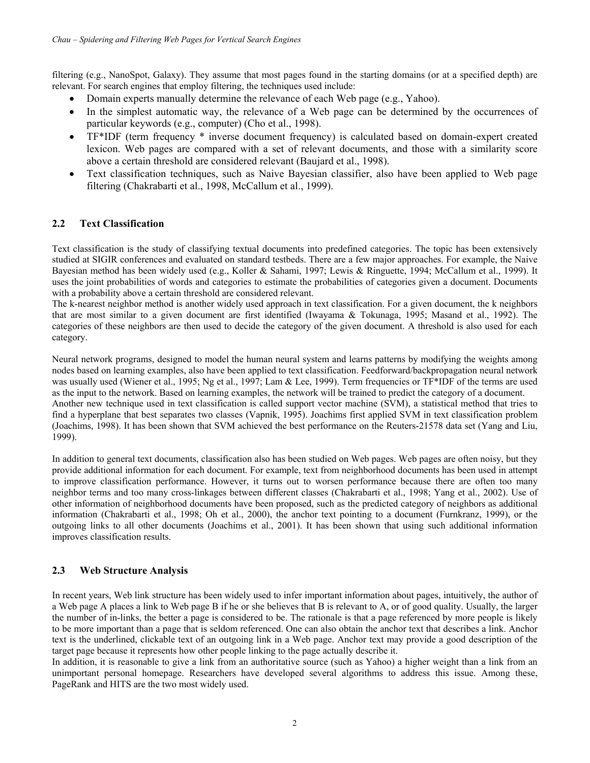filtering (e.g., NanoSpot, Galaxy). They assume that most pages found in the starting domains (or at a specified depth) are relevant. For search engines that employ filtering, the techniques used include:

- Domain experts manually determine the relevance of each Web page (e.g., Yahoo).
- In the simplest automatic way, the relevance of a Web page can be determined by the occurrences of particular keywords (e.g., computer) (Cho et al., 1998).
- TF*IDF (term frequency * inverse document frequency) is calculated based on domain-expert created lexicon. Web pages are compared with a set of relevant documents, and those with a similarity score above a certain threshold are considered relevant (Baujard et al., 1998).
- Text classification techniques, such as Naive Bayesian classifier, also have been applied to Web page filtering (Chakrabarti et al., 1998, McCallum et al., 1999).

## 2.2 Text Classification

Text classification is the study of classifying textual documents into predefined categories. The topic has been extensively studied at SIGIR conferences and evaluated on standard testbeds. There are a few major approaches. For example, the Naive Bayesian method has been widely used (e.g., Koller & Sahami, 1997; Lewis & Ringuette, 1994; McCallum et al., 1999). It uses the joint probabilities of words and categories to estimate the probabilities of categories given a document. Documents with a probability above a certain threshold are considered relevant.

The k-nearest neighbor method is another widely used approach in text classification. For a given document, the k neighbors that are most similar to a given document are first identified (Iwayama & Tokunaga, 1995; Masand et al., 1992). The categories of these neighbors are then used to decide the category of the given document. A threshold is also used for each category.

Neural network programs, designed to model the human neural system and learns patterns by modifying the weights among nodes based on learning examples, also have been applied to text classification. Feedforward/backpropagation neural network was usually used (Wiener et al., 1995; Ng et al., 1997; Lam & Lee, 1999). Term frequencies or TF*IDF of the terms are used as the input to the network. Based on learning examples, the network will be trained to predict the category of a document.

Another new technique used in text classification is called support vector machine (SVM), a statistical method that tries to find a hyperplane that best separates two classes (Vapnik, 1995). Joachims first applied SVM in text classification problem (Joachims, 1998). It has been shown that SVM achieved the best performance on the Reuters-21578 data set (Yang and Liu, 1999).

In addition to general text documents, classification also has been studied on Web pages. Web pages are often noisy, but they provide additional information for each document. For example, text from neighborhood documents has been used in attempt to improve classification performance. However, it turns out to worsen performance because there are often too many neighbor terms and too many cross-linkages between different classes (Chakrabarti et al., 1998; Yang et al., 2002). Use of other information of neighborhood documents have been proposed, such as the predicted category of neighbors as additional information (Chakrabarti et al., 1998; Oh et al., 2000), the anchor text pointing to a document (Furnkranz, 1999), or the outgoing links to all other documents (Joachims et al., 2001). It has been shown that using such additional information improves classification results.

## 2.3 Web Structure Analysis

In recent years, Web link structure has been widely used to infer important information about pages, intuitively, the author of a Web page A places a link to Web page B if he or she believes that B is relevant to A, or of good quality. Usually, the larger the number of in-links, the better a page is considered to be. The rationale is that a page referenced by more people is likely to be more important than a page that is seldom referenced. One can also obtain the anchor text that describes a link. Anchor text is the underlined, clickable text of an outgoing link in a Web page. Anchor text may provide a good description of the target page because it represents how other people linking to the page actually describe it.

In addition, it is reasonable to give a link from an authoritative source (such as Yahoo) a higher weight than a link from an unimportant personal homepage. Researchers have developed several algorithms to address this issue. Among these, PageRank and HITS are the two most widely used.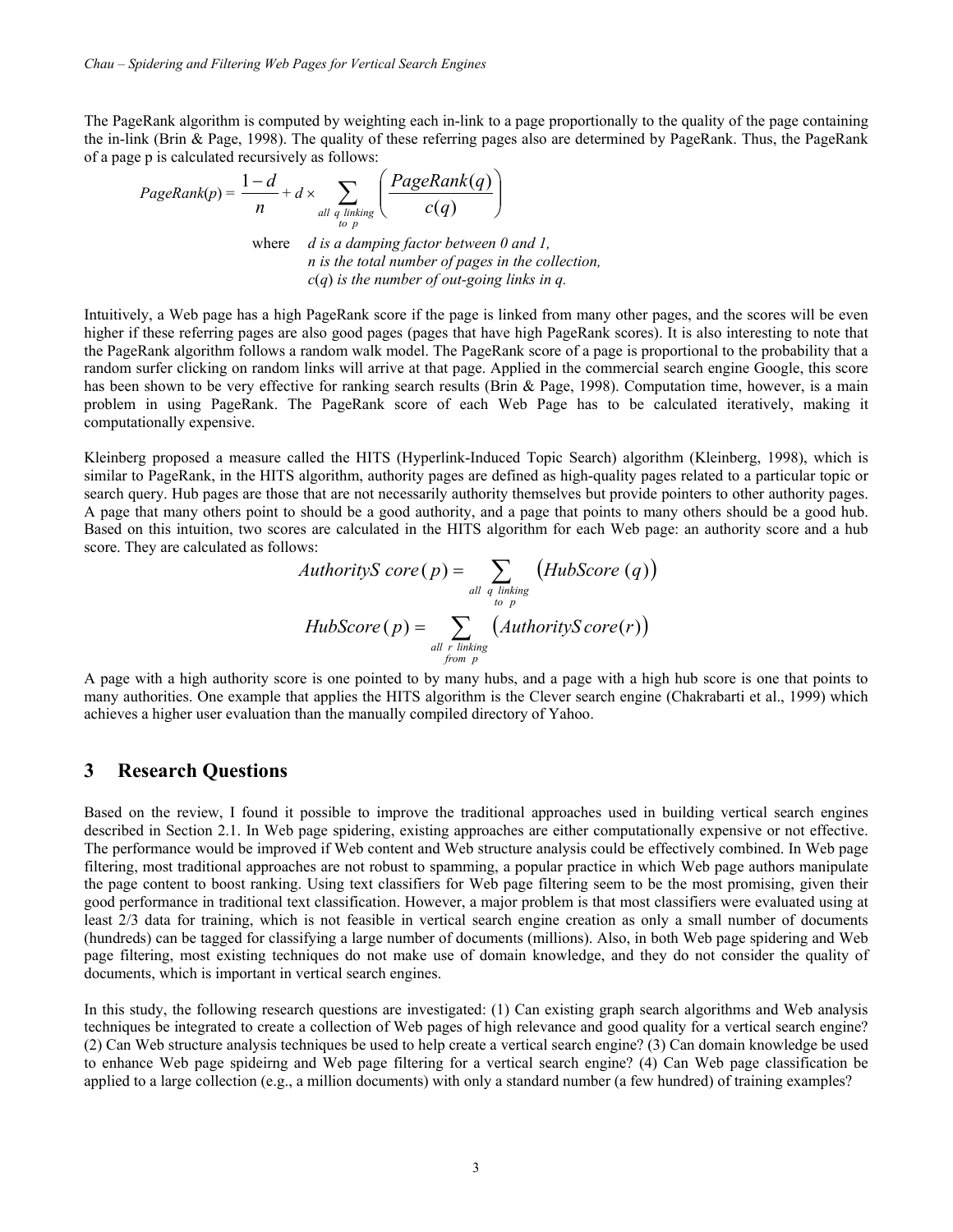The PageRank algorithm is computed by weighting each in-link to a page proportionally to the quality of the page containing the in-link (Brin & Page, 1998). The quality of these referring pages also are determined by PageRank. Thus, the PageRank of a page p is calculated recursively as follows:

$$PageRank(p) = \frac{1-d}{n} + d \times \sum_{\substack{all\ q\ linking \\ to\ p}} \left( \frac{PageRank(q)}{c(q)} \right)$$

where *d is a damping factor between 0 and 1,*
*n is the total number of pages in the collection,*
*c*(*q*) *is the number of out-going links in q.*

Intuitively, a Web page has a high PageRank score if the page is linked from many other pages, and the scores will be even higher if these referring pages are also good pages (pages that have high PageRank scores). It is also interesting to note that the PageRank algorithm follows a random walk model. The PageRank score of a page is proportional to the probability that a random surfer clicking on random links will arrive at that page. Applied in the commercial search engine Google, this score has been shown to be very effective for ranking search results (Brin & Page, 1998). Computation time, however, is a main problem in using PageRank. The PageRank score of each Web Page has to be calculated iteratively, making it computationally expensive.

Kleinberg proposed a measure called the HITS (Hyperlink-Induced Topic Search) algorithm (Kleinberg, 1998), which is similar to PageRank, in the HITS algorithm, authority pages are defined as high-quality pages related to a particular topic or search query. Hub pages are those that are not necessarily authority themselves but provide pointers to other authority pages. A page that many others point to should be a good authority, and a page that points to many others should be a good hub. Based on this intuition, two scores are calculated in the HITS algorithm for each Web page: an authority score and a hub score. They are calculated as follows:

$$AuthorityScore(p) = \sum_{\substack{all\ q\ linking \\ to\ p}} \left( HubScore(q) \right)$$

$$HubScore(p) = \sum_{\substack{all\ r\ linking \\ from\ p}} \left( AuthorityScore(r) \right)$$

A page with a high authority score is one pointed to by many hubs, and a page with a high hub score is one that points to many authorities. One example that applies the HITS algorithm is the Clever search engine (Chakrabarti et al., 1999) which achieves a higher user evaluation than the manually compiled directory of Yahoo.

## 3 Research Questions

Based on the review, I found it possible to improve the traditional approaches used in building vertical search engines described in Section 2.1. In Web page spidering, existing approaches are either computationally expensive or not effective. The performance would be improved if Web content and Web structure analysis could be effectively combined. In Web page filtering, most traditional approaches are not robust to spamming, a popular practice in which Web page authors manipulate the page content to boost ranking. Using text classifiers for Web page filtering seem to be the most promising, given their good performance in traditional text classification. However, a major problem is that most classifiers were evaluated using at least 2/3 data for training, which is not feasible in vertical search engine creation as only a small number of documents (hundreds) can be tagged for classifying a large number of documents (millions). Also, in both Web page spidering and Web page filtering, most existing techniques do not make use of domain knowledge, and they do not consider the quality of documents, which is important in vertical search engines.

In this study, the following research questions are investigated: (1) Can existing graph search algorithms and Web analysis techniques be integrated to create a collection of Web pages of high relevance and good quality for a vertical search engine? (2) Can Web structure analysis techniques be used to help create a vertical search engine? (3) Can domain knowledge be used to enhance Web page spideirng and Web page filtering for a vertical search engine? (4) Can Web page classification be applied to a large collection (e.g., a million documents) with only a standard number (a few hundred) of training examples?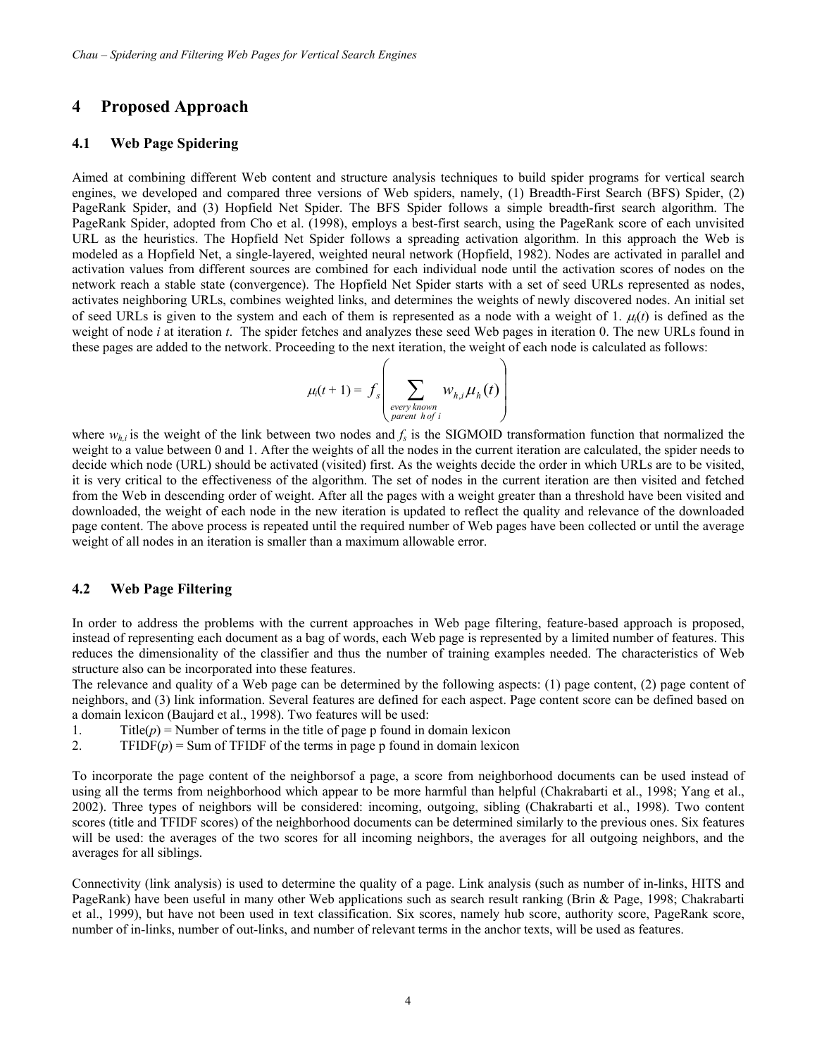## 4 Proposed Approach

### 4.1 Web Page Spidering

Aimed at combining different Web content and structure analysis techniques to build spider programs for vertical search engines, we developed and compared three versions of Web spiders, namely, (1) Breadth-First Search (BFS) Spider, (2) PageRank Spider, and (3) Hopfield Net Spider. The BFS Spider follows a simple breadth-first search algorithm. The PageRank Spider, adopted from Cho et al. (1998), employs a best-first search, using the PageRank score of each unvisited URL as the heuristics. The Hopfield Net Spider follows a spreading activation algorithm. In this approach the Web is modeled as a Hopfield Net, a single-layered, weighted neural network (Hopfield, 1982). Nodes are activated in parallel and activation values from different sources are combined for each individual node until the activation scores of nodes on the network reach a stable state (convergence). The Hopfield Net Spider starts with a set of seed URLs represented as nodes, activates neighboring URLs, combines weighted links, and determines the weights of newly discovered nodes. An initial set of seed URLs is given to the system and each of them is represented as a node with a weight of 1. $\mu_i(t)$ is defined as the weight of node *i* at iteration *t*. The spider fetches and analyzes these seed Web pages in iteration 0. The new URLs found in these pages are added to the network. Proceeding to the next iteration, the weight of each node is calculated as follows:

$$\mu_i(t+1) = f_s\left( \sum_{\substack{\text{every known} \\ \text{parent } h \text{ of } i}} w_{h,i}\,\mu_h(t) \right)$$

where $w_{h,i}$ is the weight of the link between two nodes and $f_s$ is the SIGMOID transformation function that normalized the weight to a value between 0 and 1. After the weights of all the nodes in the current iteration are calculated, the spider needs to decide which node (URL) should be activated (visited) first. As the weights decide the order in which URLs are to be visited, it is very critical to the effectiveness of the algorithm. The set of nodes in the current iteration are then visited and fetched from the Web in descending order of weight. After all the pages with a weight greater than a threshold have been visited and downloaded, the weight of each node in the new iteration is updated to reflect the quality and relevance of the downloaded page content. The above process is repeated until the required number of Web pages have been collected or until the average weight of all nodes in an iteration is smaller than a maximum allowable error.

### 4.2 Web Page Filtering

In order to address the problems with the current approaches in Web page filtering, feature-based approach is proposed, instead of representing each document as a bag of words, each Web page is represented by a limited number of features. This reduces the dimensionality of the classifier and thus the number of training examples needed. The characteristics of Web structure also can be incorporated into these features.

The relevance and quality of a Web page can be determined by the following aspects: (1) page content, (2) page content of neighbors, and (3) link information. Several features are defined for each aspect. Page content score can be defined based on a domain lexicon (Baujard et al., 1998). Two features will be used:

1. Title(*p*) = Number of terms in the title of page p found in domain lexicon
2. TFIDF(*p*) = Sum of TFIDF of the terms in page p found in domain lexicon

To incorporate the page content of the neighborsof a page, a score from neighborhood documents can be used instead of using all the terms from neighborhood which appear to be more harmful than helpful (Chakrabarti et al., 1998; Yang et al., 2002). Three types of neighbors will be considered: incoming, outgoing, sibling (Chakrabarti et al., 1998). Two content scores (title and TFIDF scores) of the neighborhood documents can be determined similarly to the previous ones. Six features will be used: the averages of the two scores for all incoming neighbors, the averages for all outgoing neighbors, and the averages for all siblings.

Connectivity (link analysis) is used to determine the quality of a page. Link analysis (such as number of in-links, HITS and PageRank) have been useful in many other Web applications such as search result ranking (Brin & Page, 1998; Chakrabarti et al., 1999), but have not been used in text classification. Six scores, namely hub score, authority score, PageRank score, number of in-links, number of out-links, and number of relevant terms in the anchor texts, will be used as features.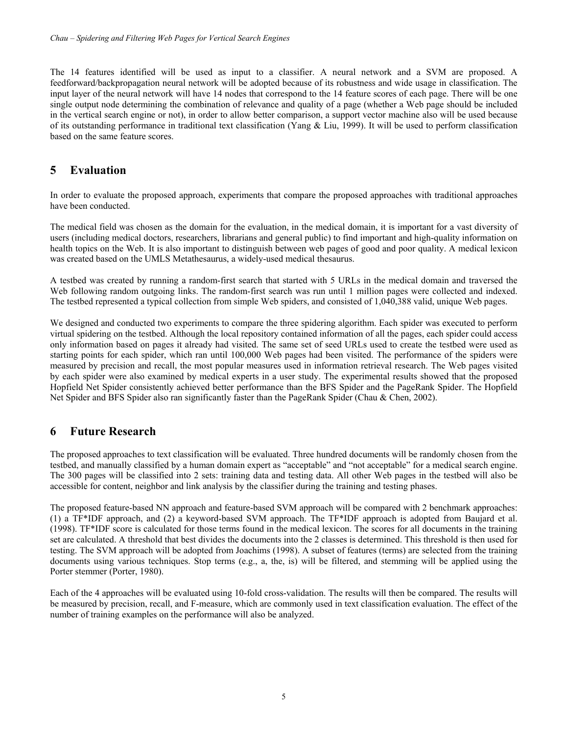The 14 features identified will be used as input to a classifier. A neural network and a SVM are proposed. A feedforward/backpropagation neural network will be adopted because of its robustness and wide usage in classification. The input layer of the neural network will have 14 nodes that correspond to the 14 feature scores of each page. There will be one single output node determining the combination of relevance and quality of a page (whether a Web page should be included in the vertical search engine or not), in order to allow better comparison, a support vector machine also will be used because of its outstanding performance in traditional text classification (Yang & Liu, 1999). It will be used to perform classification based on the same feature scores.

## 5 Evaluation

In order to evaluate the proposed approach, experiments that compare the proposed approaches with traditional approaches have been conducted.

The medical field was chosen as the domain for the evaluation, in the medical domain, it is important for a vast diversity of users (including medical doctors, researchers, librarians and general public) to find important and high-quality information on health topics on the Web. It is also important to distinguish between web pages of good and poor quality. A medical lexicon was created based on the UMLS Metathesaurus, a widely-used medical thesaurus.

A testbed was created by running a random-first search that started with 5 URLs in the medical domain and traversed the Web following random outgoing links. The random-first search was run until 1 million pages were collected and indexed. The testbed represented a typical collection from simple Web spiders, and consisted of 1,040,388 valid, unique Web pages.

We designed and conducted two experiments to compare the three spidering algorithm. Each spider was executed to perform virtual spidering on the testbed. Although the local repository contained information of all the pages, each spider could access only information based on pages it already had visited. The same set of seed URLs used to create the testbed were used as starting points for each spider, which ran until 100,000 Web pages had been visited. The performance of the spiders were measured by precision and recall, the most popular measures used in information retrieval research. The Web pages visited by each spider were also examined by medical experts in a user study. The experimental results showed that the proposed Hopfield Net Spider consistently achieved better performance than the BFS Spider and the PageRank Spider. The Hopfield Net Spider and BFS Spider also ran significantly faster than the PageRank Spider (Chau & Chen, 2002).

## 6 Future Research

The proposed approaches to text classification will be evaluated. Three hundred documents will be randomly chosen from the testbed, and manually classified by a human domain expert as "acceptable" and "not acceptable" for a medical search engine. The 300 pages will be classified into 2 sets: training data and testing data. All other Web pages in the testbed will also be accessible for content, neighbor and link analysis by the classifier during the training and testing phases.

The proposed feature-based NN approach and feature-based SVM approach will be compared with 2 benchmark approaches: (1) a TF*IDF approach, and (2) a keyword-based SVM approach. The TF*IDF approach is adopted from Baujard et al. (1998). TF*IDF score is calculated for those terms found in the medical lexicon. The scores for all documents in the training set are calculated. A threshold that best divides the documents into the 2 classes is determined. This threshold is then used for testing. The SVM approach will be adopted from Joachims (1998). A subset of features (terms) are selected from the training documents using various techniques. Stop terms (e.g., a, the, is) will be filtered, and stemming will be applied using the Porter stemmer (Porter, 1980).

Each of the 4 approaches will be evaluated using 10-fold cross-validation. The results will then be compared. The results will be measured by precision, recall, and F-measure, which are commonly used in text classification evaluation. The effect of the number of training examples on the performance will also be analyzed.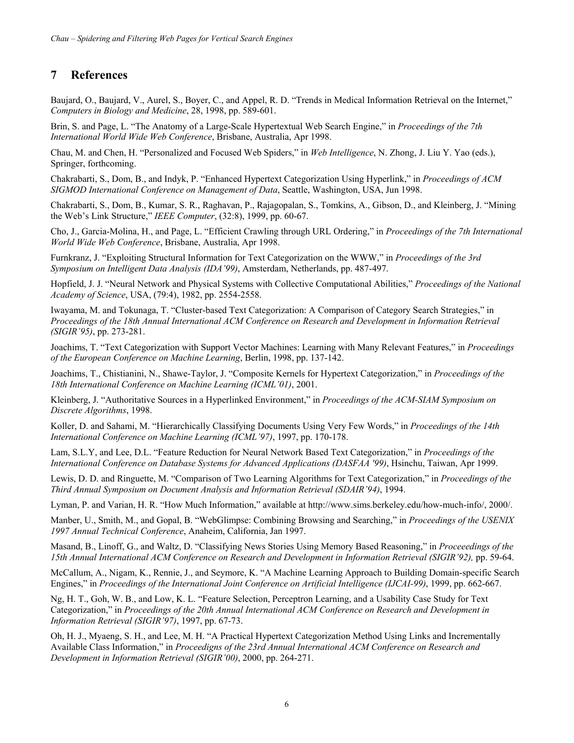## 7 References

Baujard, O., Baujard, V., Aurel, S., Boyer, C., and Appel, R. D. "Trends in Medical Information Retrieval on the Internet," *Computers in Biology and Medicine*, 28, 1998, pp. 589-601.

Brin, S. and Page, L. "The Anatomy of a Large-Scale Hypertextual Web Search Engine," in *Proceedings of the 7th International World Wide Web Conference*, Brisbane, Australia, Apr 1998.

Chau, M. and Chen, H. "Personalized and Focused Web Spiders," in *Web Intelligence*, N. Zhong, J. Liu Y. Yao (eds.), Springer, forthcoming.

Chakrabarti, S., Dom, B., and Indyk, P. "Enhanced Hypertext Categorization Using Hyperlink," in *Proceedings of ACM SIGMOD International Conference on Management of Data*, Seattle, Washington, USA, Jun 1998.

Chakrabarti, S., Dom, B., Kumar, S. R., Raghavan, P., Rajagopalan, S., Tomkins, A., Gibson, D., and Kleinberg, J. "Mining the Web's Link Structure," *IEEE Computer*, (32:8), 1999, pp. 60-67.

Cho, J., Garcia-Molina, H., and Page, L. "Efficient Crawling through URL Ordering," in *Proceedings of the 7th International World Wide Web Conference*, Brisbane, Australia, Apr 1998.

Furnkranz, J. "Exploiting Structural Information for Text Categorization on the WWW," in *Proceedings of the 3rd Symposium on Intelligent Data Analysis (IDA'99)*, Amsterdam, Netherlands, pp. 487-497.

Hopfield, J. J. "Neural Network and Physical Systems with Collective Computational Abilities," *Proceedings of the National Academy of Science*, USA, (79:4), 1982, pp. 2554-2558.

Iwayama, M. and Tokunaga, T. "Cluster-based Text Categorization: A Comparison of Category Search Strategies," in *Proceedings of the 18th Annual International ACM Conference on Research and Development in Information Retrieval (SIGIR'95)*, pp. 273-281.

Joachims, T. "Text Categorization with Support Vector Machines: Learning with Many Relevant Features," in *Proceedings of the European Conference on Machine Learning*, Berlin, 1998, pp. 137-142.

Joachims, T., Chistianini, N., Shawe-Taylor, J. "Composite Kernels for Hypertext Categorization," in *Proceedings of the 18th International Conference on Machine Learning (ICML'01)*, 2001.

Kleinberg, J. "Authoritative Sources in a Hyperlinked Environment," in *Proceedings of the ACM-SIAM Symposium on Discrete Algorithms*, 1998.

Koller, D. and Sahami, M. "Hierarchically Classifying Documents Using Very Few Words," in *Proceedings of the 14th International Conference on Machine Learning (ICML'97)*, 1997, pp. 170-178.

Lam, S.L.Y, and Lee, D.L. "Feature Reduction for Neural Network Based Text Categorization," in *Proceedings of the International Conference on Database Systems for Advanced Applications (DASFAA '99)*, Hsinchu, Taiwan, Apr 1999.

Lewis, D. D. and Ringuette, M. "Comparison of Two Learning Algorithms for Text Categorization," in *Proceedings of the Third Annual Symposium on Document Analysis and Information Retrieval (SDAIR'94)*, 1994.

Lyman, P. and Varian, H. R. "How Much Information," available at http://www.sims.berkeley.edu/how-much-info/, 2000/.

Manber, U., Smith, M., and Gopal, B. "WebGlimpse: Combining Browsing and Searching," in *Proceedings of the USENIX 1997 Annual Technical Conference*, Anaheim, California, Jan 1997.

Masand, B., Linoff, G., and Waltz, D. "Classifying News Stories Using Memory Based Reasoning," in *Proceeedings of the 15th Annual International ACM Conference on Research and Development in Information Retrieval (SIGIR'92),* pp. 59-64.

McCallum, A., Nigam, K., Rennie, J., and Seymore, K. "A Machine Learning Approach to Building Domain-specific Search Engines," in *Proceedings of the International Joint Conference on Artificial Intelligence (IJCAI-99)*, 1999, pp. 662-667.

Ng, H. T., Goh, W. B., and Low, K. L. "Feature Selection, Perceptron Learning, and a Usability Case Study for Text Categorization," in *Proceedings of the 20th Annual International ACM Conference on Research and Development in Information Retrieval (SIGIR'97)*, 1997, pp. 67-73.

Oh, H. J., Myaeng, S. H., and Lee, M. H. "A Practical Hypertext Categorization Method Using Links and Incrementally Available Class Information," in *Proceedigns of the 23rd Annual International ACM Conference on Research and Development in Information Retrieval (SIGIR'00)*, 2000, pp. 264-271.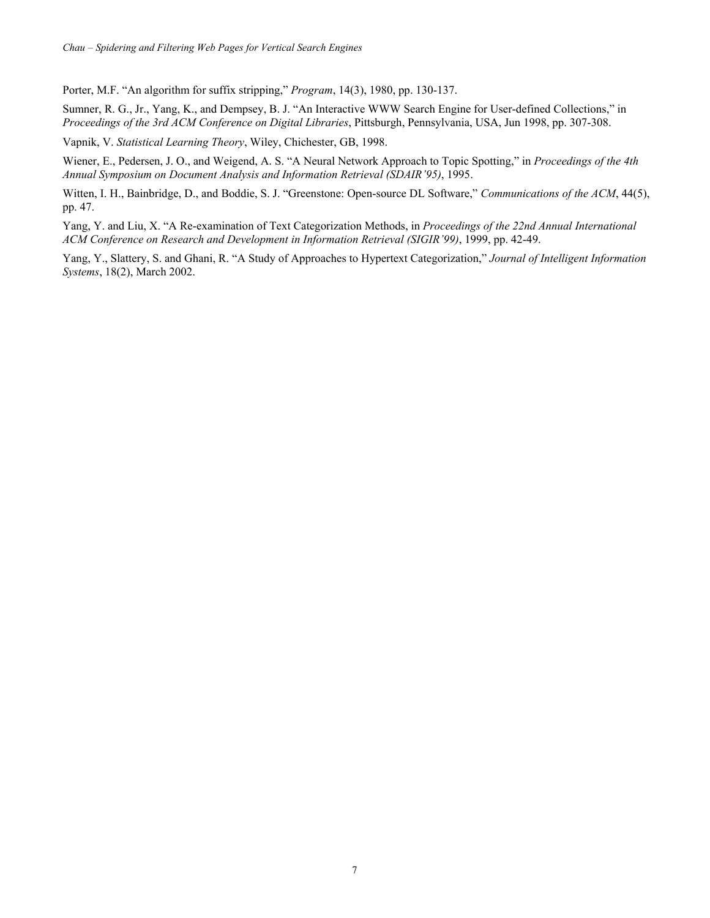Porter, M.F. “An algorithm for suffix stripping,” *Program*, 14(3), 1980, pp. 130-137.

Sumner, R. G., Jr., Yang, K., and Dempsey, B. J. “An Interactive WWW Search Engine for User-defined Collections,” in *Proceedings of the 3rd ACM Conference on Digital Libraries*, Pittsburgh, Pennsylvania, USA, Jun 1998, pp. 307-308.

Vapnik, V. *Statistical Learning Theory*, Wiley, Chichester, GB, 1998.

Wiener, E., Pedersen, J. O., and Weigend, A. S. “A Neural Network Approach to Topic Spotting,” in *Proceedings of the 4th Annual Symposium on Document Analysis and Information Retrieval (SDAIR’95)*, 1995.

Witten, I. H., Bainbridge, D., and Boddie, S. J. “Greenstone: Open-source DL Software,” *Communications of the ACM*, 44(5), pp. 47.

Yang, Y. and Liu, X. “A Re-examination of Text Categorization Methods, in *Proceedings of the 22nd Annual International ACM Conference on Research and Development in Information Retrieval (SIGIR’99)*, 1999, pp. 42-49.

Yang, Y., Slattery, S. and Ghani, R. “A Study of Approaches to Hypertext Categorization,” *Journal of Intelligent Information Systems*, 18(2), March 2002.